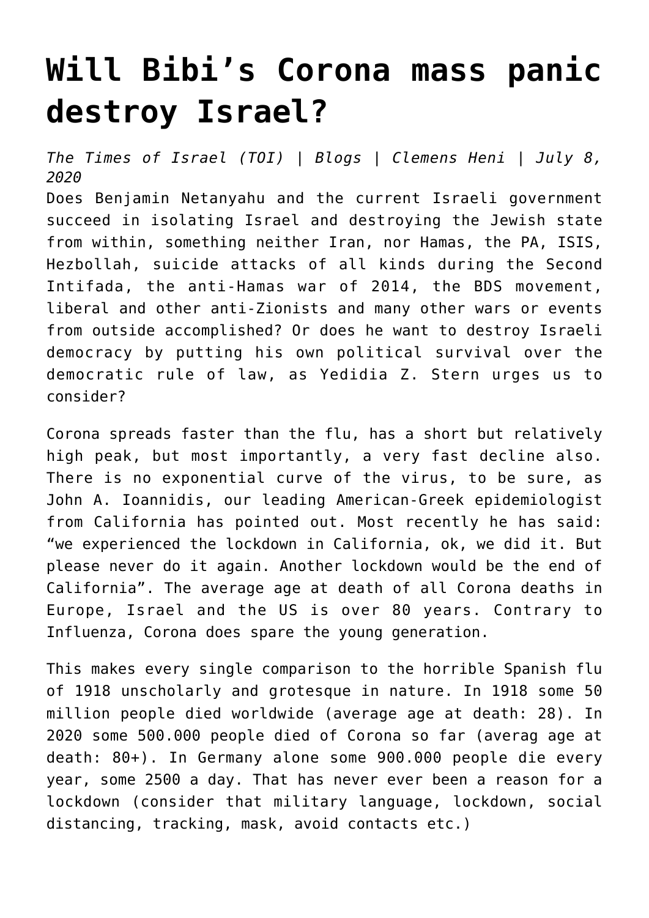# Will Bibi's Corona mass panic destroy Israel?

*The Times of Israel (TOI) | Blogs | Clemens Heni | July 8, 2020*

Does Benjamin Netanyahu and the current Israeli government succeed in isolating Israel and destroying the Jewish state from within, something neither Iran, nor Hamas, the PA, ISIS, Hezbollah, suicide attacks of all kinds during the Second Intifada, the anti-Hamas war of 2014, the BDS movement, liberal and other anti-Zionists and many other wars or events from outside accomplished? Or does he want to destroy Israeli democracy by putting his own political survival over the democratic rule of law, as Yedidia Z. Stern urges us to consider?

Corona spreads faster than the flu, has a short but relatively high peak, but most importantly, a very fast decline also. There is no exponential curve of the virus, to be sure, as John A. Ioannidis, our leading American-Greek epidemiologist from California has pointed out. Most recently he has said: "we experienced the lockdown in California, ok, we did it. But please never do it again. Another lockdown would be the end of California". The average age at death of all Corona deaths in Europe, Israel and the US is over 80 years. Contrary to Influenza, Corona does spare the young generation.

This makes every single comparison to the horrible Spanish flu of 1918 unscholarly and grotesque in nature. In 1918 some 50 million people died worldwide (average age at death: 28). In 2020 some 500.000 people died of Corona so far (averag age at death: 80+). In Germany alone some 900.000 people die every year, some 2500 a day. That has never ever been a reason for a lockdown (consider that military language, lockdown, social distancing, tracking, mask, avoid contacts etc.)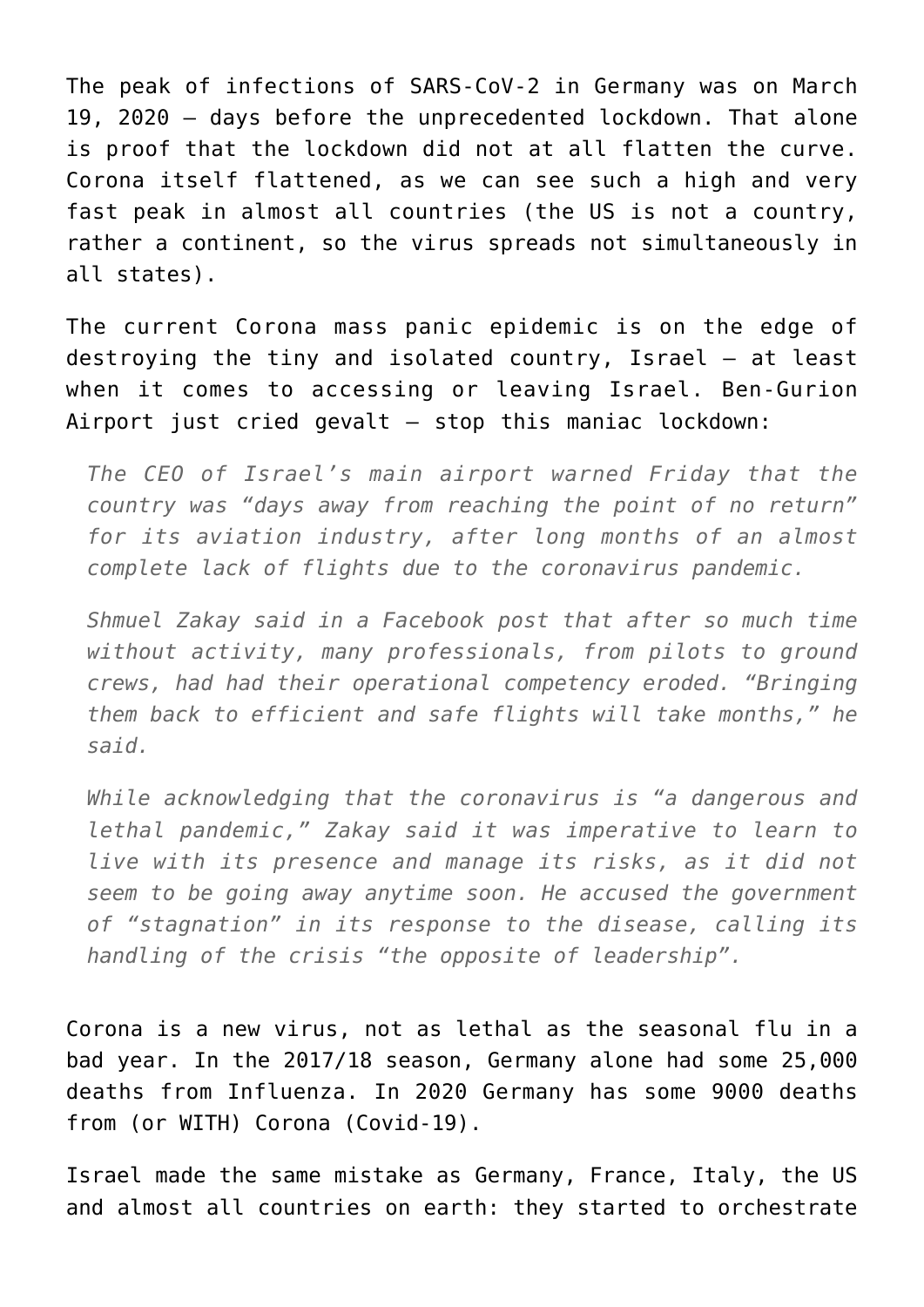The peak of infections of SARS-CoV-2 in Germany was on March 19, 2020 – days before the unprecedented lockdown. That alone is proof that the lockdown did not at all flatten the curve. Corona itself flattened, as we can see such a high and very fast peak in almost all countries (the US is not a country, rather a continent, so the virus spreads not simultaneously in all states).

The current Corona mass panic epidemic is on the edge of destroying the tiny and isolated country, Israel – at least when it comes to accessing or leaving Israel. Ben-Gurion Airport just cried gevalt – stop this maniac lockdown:

> *The CEO of Israel's main airport warned Friday that the country was "days away from reaching the point of no return" for its aviation industry, after long months of an almost complete lack of flights due to the coronavirus pandemic.*
>
> *Shmuel Zakay said in a Facebook post that after so much time without activity, many professionals, from pilots to ground crews, had had their operational competency eroded. "Bringing them back to efficient and safe flights will take months," he said.*
>
> *While acknowledging that the coronavirus is "a dangerous and lethal pandemic," Zakay said it was imperative to learn to live with its presence and manage its risks, as it did not seem to be going away anytime soon. He accused the government of "stagnation" in its response to the disease, calling its handling of the crisis "the opposite of leadership".*

Corona is a new virus, not as lethal as the seasonal flu in a bad year. In the 2017/18 season, Germany alone had some 25,000 deaths from Influenza. In 2020 Germany has some 9000 deaths from (or WITH) Corona (Covid-19).

Israel made the same mistake as Germany, France, Italy, the US and almost all countries on earth: they started to orchestrate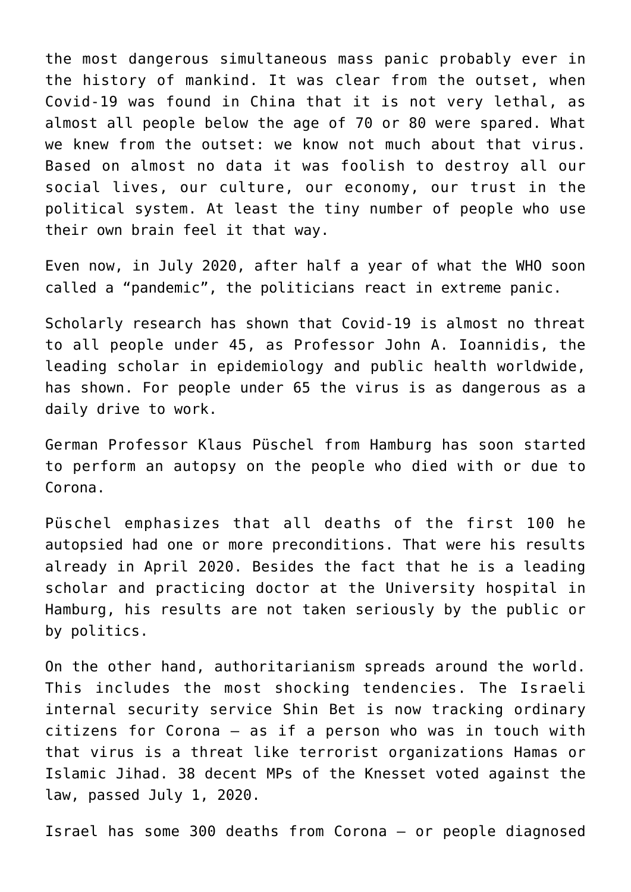the most dangerous simultaneous mass panic probably ever in the history of mankind. It was clear from the outset, when Covid-19 was found in China that it is not very lethal, as almost all people below the age of 70 or 80 were spared. What we knew from the outset: we know not much about that virus. Based on almost no data it was foolish to destroy all our social lives, our culture, our economy, our trust in the political system. At least the tiny number of people who use their own brain feel it that way.

Even now, in July 2020, after half a year of what the WHO soon called a "pandemic", the politicians react in extreme panic.

Scholarly research has shown that Covid-19 is almost no threat to all people under 45, as Professor John A. Ioannidis, the leading scholar in epidemiology and public health worldwide, has shown. For people under 65 the virus is as dangerous as a daily drive to work.

German Professor Klaus Püschel from Hamburg has soon started to perform an autopsy on the people who died with or due to Corona.

Püschel emphasizes that all deaths of the first 100 he autopsied had one or more preconditions. That were his results already in April 2020. Besides the fact that he is a leading scholar and practicing doctor at the University hospital in Hamburg, his results are not taken seriously by the public or by politics.

On the other hand, authoritarianism spreads around the world. This includes the most shocking tendencies. The Israeli internal security service Shin Bet is now tracking ordinary citizens for Corona – as if a person who was in touch with that virus is a threat like terrorist organizations Hamas or Islamic Jihad. 38 decent MPs of the Knesset voted against the law, passed July 1, 2020.

Israel has some 300 deaths from Corona – or people diagnosed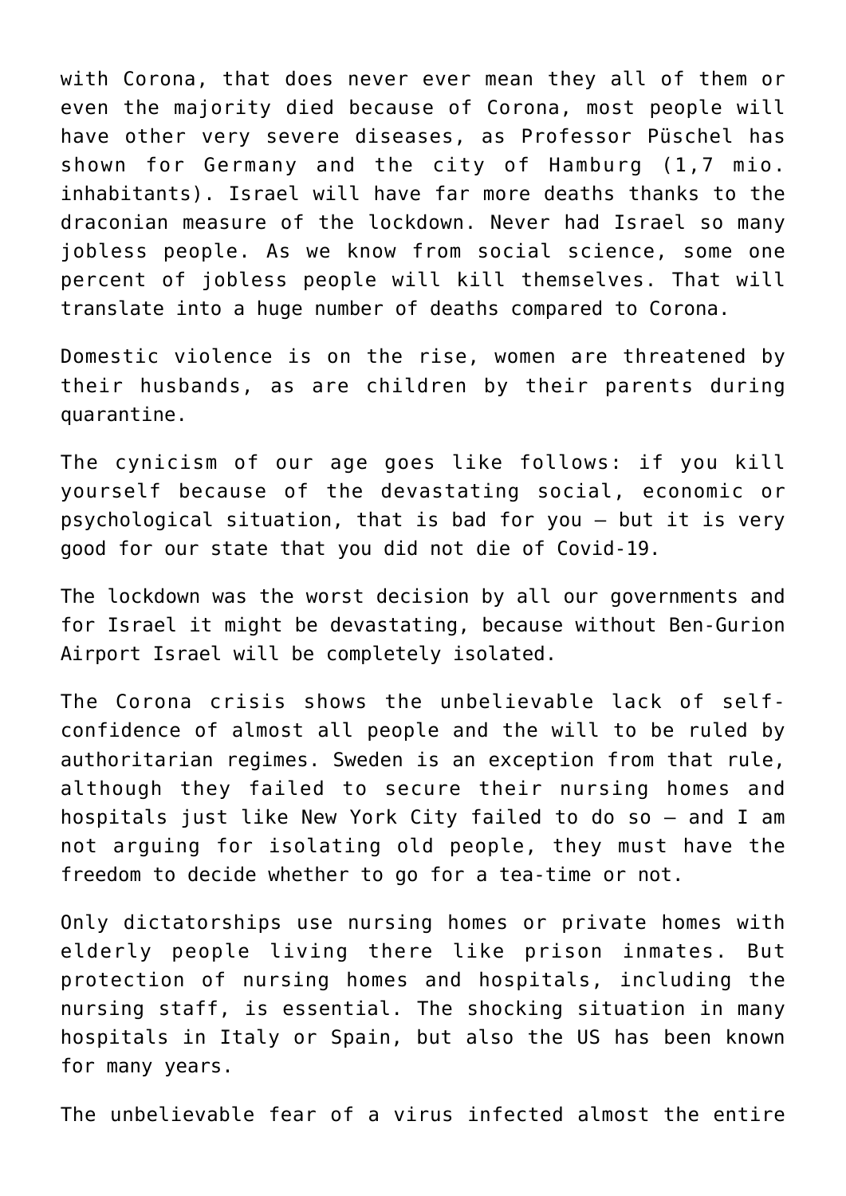with Corona, that does never ever mean they all of them or even the majority died because of Corona, most people will have other very severe diseases, as Professor Püschel has shown for Germany and the city of Hamburg (1,7 mio. inhabitants). Israel will have far more deaths thanks to the draconian measure of the lockdown. Never had Israel so many jobless people. As we know from social science, some one percent of jobless people will kill themselves. That will translate into a huge number of deaths compared to Corona.

Domestic violence is on the rise, women are threatened by their husbands, as are children by their parents during quarantine.

The cynicism of our age goes like follows: if you kill yourself because of the devastating social, economic or psychological situation, that is bad for you – but it is very good for our state that you did not die of Covid-19.

The lockdown was the worst decision by all our governments and for Israel it might be devastating, because without Ben-Gurion Airport Israel will be completely isolated.

The Corona crisis shows the unbelievable lack of self-confidence of almost all people and the will to be ruled by authoritarian regimes. Sweden is an exception from that rule, although they failed to secure their nursing homes and hospitals just like New York City failed to do so – and I am not arguing for isolating old people, they must have the freedom to decide whether to go for a tea-time or not.

Only dictatorships use nursing homes or private homes with elderly people living there like prison inmates. But protection of nursing homes and hospitals, including the nursing staff, is essential. The shocking situation in many hospitals in Italy or Spain, but also the US has been known for many years.

The unbelievable fear of a virus infected almost the entire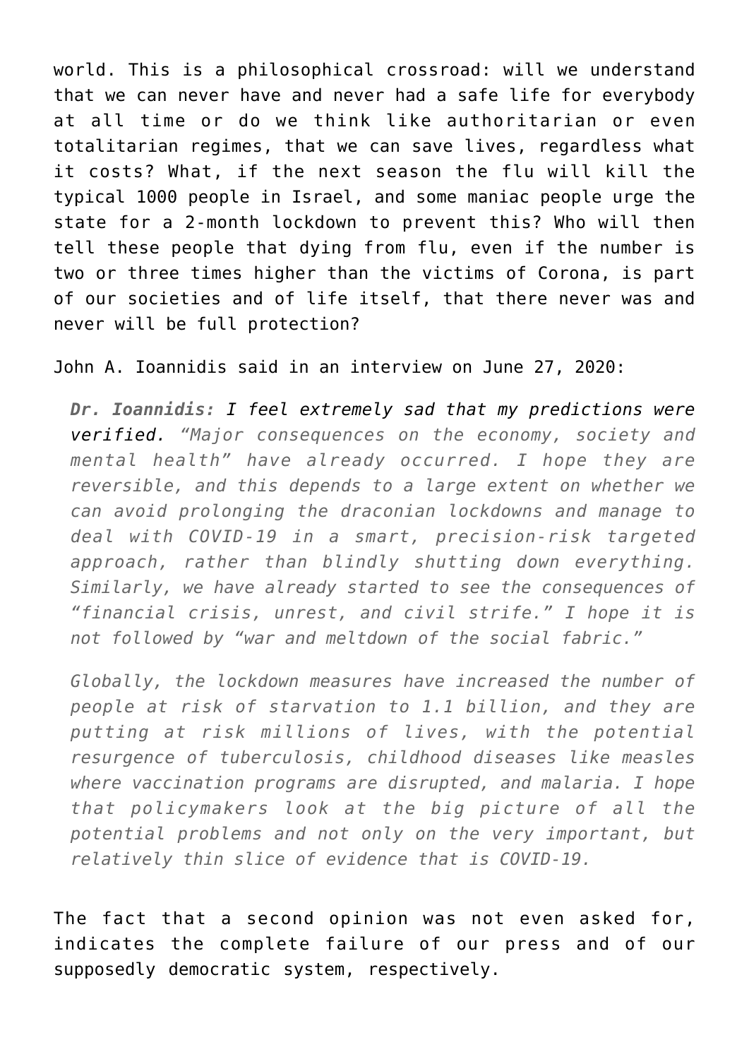world. This is a philosophical crossroad: will we understand that we can never have and never had a safe life for everybody at all time or do we think like authoritarian or even totalitarian regimes, that we can save lives, regardless what it costs? What, if the next season the flu will kill the typical 1000 people in Israel, and some maniac people urge the state for a 2-month lockdown to prevent this? Who will then tell these people that dying from flu, even if the number is two or three times higher than the victims of Corona, is part of our societies and of life itself, that there never was and never will be full protection?

John A. Ioannidis said in an interview on June 27, 2020:

> ***Dr. Ioannidis:*** *I feel extremely sad that my predictions were verified. "Major consequences on the economy, society and mental health" have already occurred. I hope they are reversible, and this depends to a large extent on whether we can avoid prolonging the draconian lockdowns and manage to deal with COVID-19 in a smart, precision-risk targeted approach, rather than blindly shutting down everything. Similarly, we have already started to see the consequences of "financial crisis, unrest, and civil strife." I hope it is not followed by "war and meltdown of the social fabric."*
>
> *Globally, the lockdown measures have increased the number of people at risk of starvation to 1.1 billion, and they are putting at risk millions of lives, with the potential resurgence of tuberculosis, childhood diseases like measles where vaccination programs are disrupted, and malaria. I hope that policymakers look at the big picture of all the potential problems and not only on the very important, but relatively thin slice of evidence that is COVID-19.*

The fact that a second opinion was not even asked for, indicates the complete failure of our press and of our supposedly democratic system, respectively.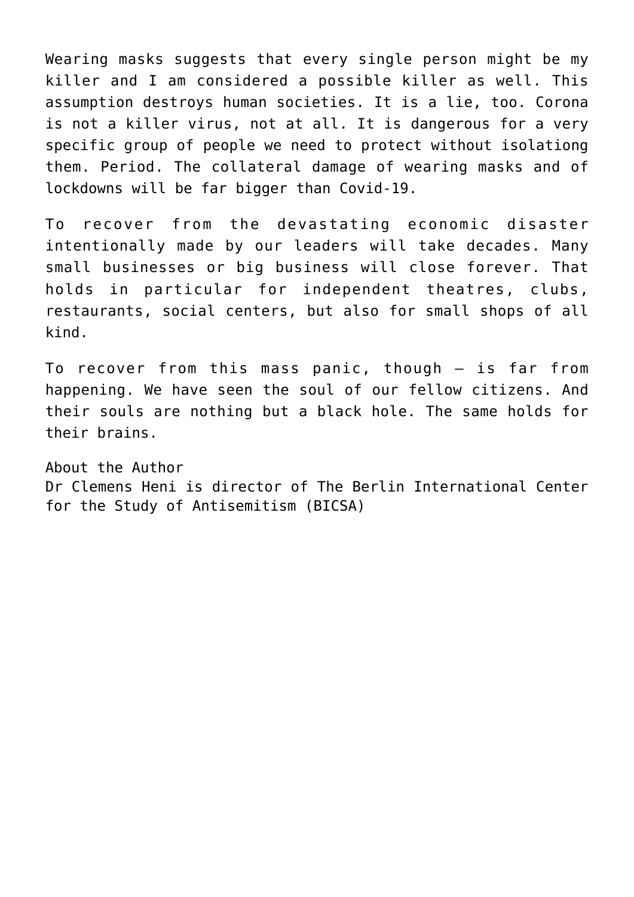Wearing masks suggests that every single person might be my killer and I am considered a possible killer as well. This assumption destroys human societies. It is a lie, too. Corona is not a killer virus, not at all. It is dangerous for a very specific group of people we need to protect without isolationg them. Period. The collateral damage of wearing masks and of lockdowns will be far bigger than Covid-19.

To recover from the devastating economic disaster intentionally made by our leaders will take decades. Many small businesses or big business will close forever. That holds in particular for independent theatres, clubs, restaurants, social centers, but also for small shops of all kind.

To recover from this mass panic, though – is far from happening. We have seen the soul of our fellow citizens. And their souls are nothing but a black hole. The same holds for their brains.

About the Author
Dr Clemens Heni is director of The Berlin International Center for the Study of Antisemitism (BICSA)